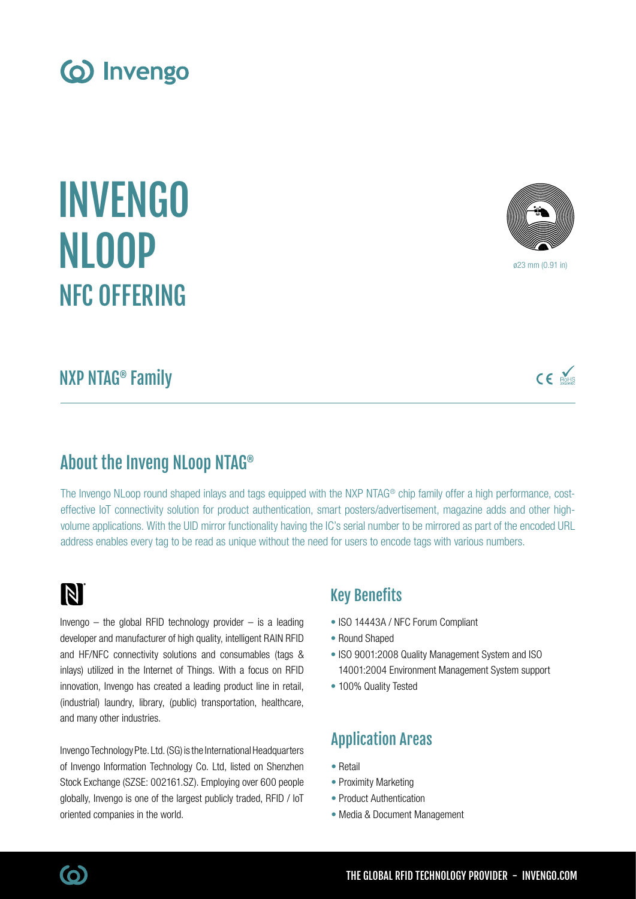# INVENGO NLOOP
## NFC OFFERING

ø23 mm (0.91 in)

## NXP NTAG® Family

## About the Inveng NLoop NTAG®

The Invengo NLoop round shaped inlays and tags equipped with the NXP NTAG® chip family offer a high performance, cost-effective IoT connectivity solution for product authentication, smart posters/advertisement, magazine adds and other high-volume applications. With the UID mirror functionality having the IC's serial number to be mirrored as part of the encoded URL address enables every tag to be read as unique without the need for users to encode tags with various numbers.

Invengo – the global RFID technology provider – is a leading developer and manufacturer of high quality, intelligent RAIN RFID and HF/NFC connectivity solutions and consumables (tags & inlays) utilized in the Internet of Things. With a focus on RFID innovation, Invengo has created a leading product line in retail, (industrial) laundry, library, (public) transportation, healthcare, and many other industries.

Invengo Technology Pte. Ltd. (SG) is the International Headquarters of Invengo Information Technology Co. Ltd, listed on Shenzhen Stock Exchange (SZSE: 002161.SZ). Employing over 600 people globally, Invengo is one of the largest publicly traded, RFID / IoT oriented companies in the world.

## Key Benefits

- ISO 14443A / NFC Forum Compliant
- Round Shaped
- ISO 9001:2008 Quality Management System and ISO 14001:2004 Environment Management System support
- 100% Quality Tested

## Application Areas

- Retail
- Proximity Marketing
- Product Authentication
- Media & Document Management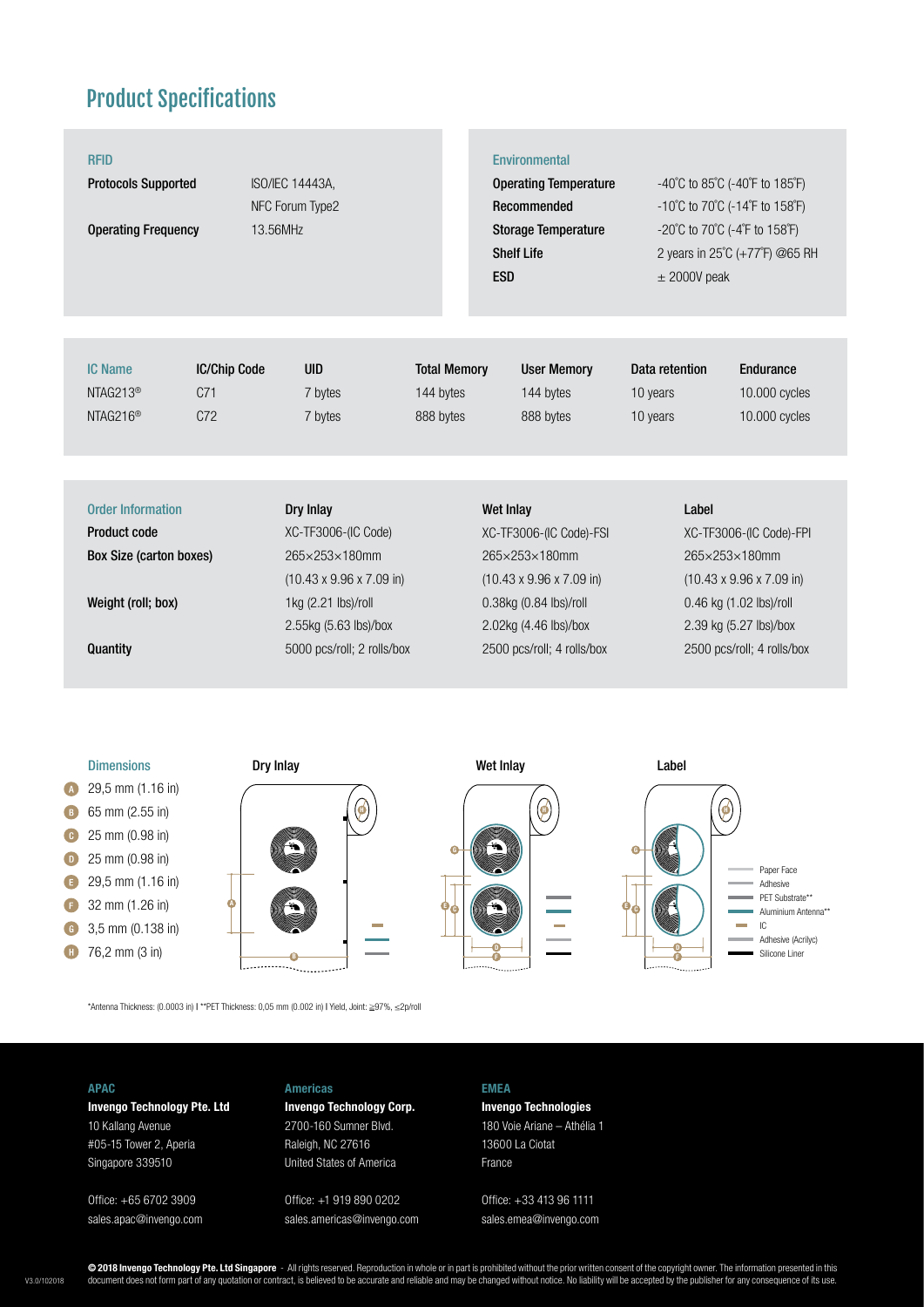# Product Specifications

### RFID

| | |
|---|---|
| **Protocols Supported** | ISO/IEC 14443A, NFC Forum Type2 |
| **Operating Frequency** | 13.56MHz |

### Environmental

| | |
|---|---|
| **Operating Temperature** | -40˚C to 85˚C (-40˚F to 185˚F) |
| **Recommended** | -10˚C to 70˚C (-14˚F to 158˚F) |
| **Storage Temperature** | -20˚C to 70˚C (-4˚F to 158˚F) |
| **Shelf Life** | 2 years in 25˚C (+77˚F) @65 RH |
| **ESD** | ± 2000V peak |

| IC Name | IC/Chip Code | UID | Total Memory | User Memory | Data retention | Endurance |
|---|---|---|---|---|---|---|
| NTAG213® | C71 | 7 bytes | 144 bytes | 144 bytes | 10 years | 10.000 cycles |
| NTAG216® | C72 | 7 bytes | 888 bytes | 888 bytes | 10 years | 10.000 cycles |

| Order Information | Dry Inlay | Wet Inlay | Label |
|---|---|---|---|
| **Product code** | XC-TF3006-(IC Code) | XC-TF3006-(IC Code)-FSI | XC-TF3006-(IC Code)-FPI |
| **Box Size (carton boxes)** | 265×253×180mm (10.43 x 9.96 x 7.09 in) | 265×253×180mm (10.43 x 9.96 x 7.09 in) | 265×253×180mm (10.43 x 9.96 x 7.09 in) |
| **Weight (roll; box)** | 1kg (2.21 lbs)/roll 2.55kg (5.63 lbs)/box | 0.38kg (0.84 lbs)/roll 2.02kg (4.46 lbs)/box | 0.46 kg (1.02 lbs)/roll 2.39 kg (5.27 lbs)/box |
| **Quantity** | 5000 pcs/roll; 2 rolls/box | 2500 pcs/roll; 4 rolls/box | 2500 pcs/roll; 4 rolls/box |

### Dimensions

- A 29,5 mm (1.16 in)
- B 65 mm (2.55 in)
- C 25 mm (0.98 in)
- D 25 mm (0.98 in)
- E 29,5 mm (1.16 in)
- F 32 mm (1.26 in)
- G 3,5 mm (0.138 in)
- H 76,2 mm (3 in)

Dry Inlay

Wet Inlay

Label

Paper Face
Adhesive
PET Substrate**
Aluminium Antenna**
IC
Adhesive (Acrilyc)
Silicone Liner

*Antenna Thickness: (0.0003 in) I **PET Thickness: 0,05 mm (0.002 in) I Yield, Joint: ≧97%, ≤2p/roll

**APAC**
**Invengo Technology Pte. Ltd**
10 Kallang Avenue
#05-15 Tower 2, Aperia
Singapore 339510

Office: +65 6702 3909
sales.apac@invengo.com

**Americas**
**Invengo Technology Corp.**
2700-160 Sumner Blvd.
Raleigh, NC 27616
United States of America

Office: +1 919 890 0202
sales.americas@invengo.com

**EMEA**
**Invengo Technologies**
180 Voie Ariane – Athélia 1
13600 La Ciotat
France

Office: +33 413 96 1111
sales.emea@invengo.com

V3.0/102018

**© 2018 Invengo Technology Pte. Ltd Singapore** - All rights reserved. Reproduction in whole or in part is prohibited without the prior written consent of the copyright owner. The information presented in this document does not form part of any quotation or contract, is believed to be accurate and reliable and may be changed without notice. No liability will be accepted by the publisher for any consequence of its use.